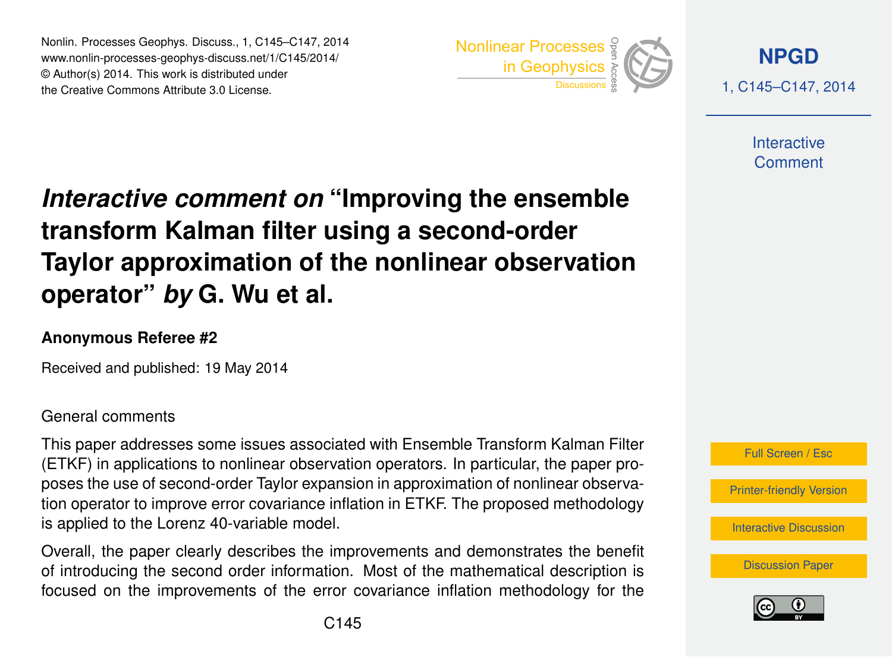# *Interactive comment on* "Improving the ensemble transform Kalman filter using a second-order Taylor approximation of the nonlinear observation operator" *by* G. Wu et al.

**Anonymous Referee #2**

Received and published: 19 May 2014

General comments

This paper addresses some issues associated with Ensemble Transform Kalman Filter (ETKF) in applications to nonlinear observation operators. In particular, the paper proposes the use of second-order Taylor expansion in approximation of nonlinear observation operator to improve error covariance inflation in ETKF. The proposed methodology is applied to the Lorenz 40-variable model.

Overall, the paper clearly describes the improvements and demonstrates the benefit of introducing the second order information. Most of the mathematical description is focused on the improvements of the error covariance inflation methodology for the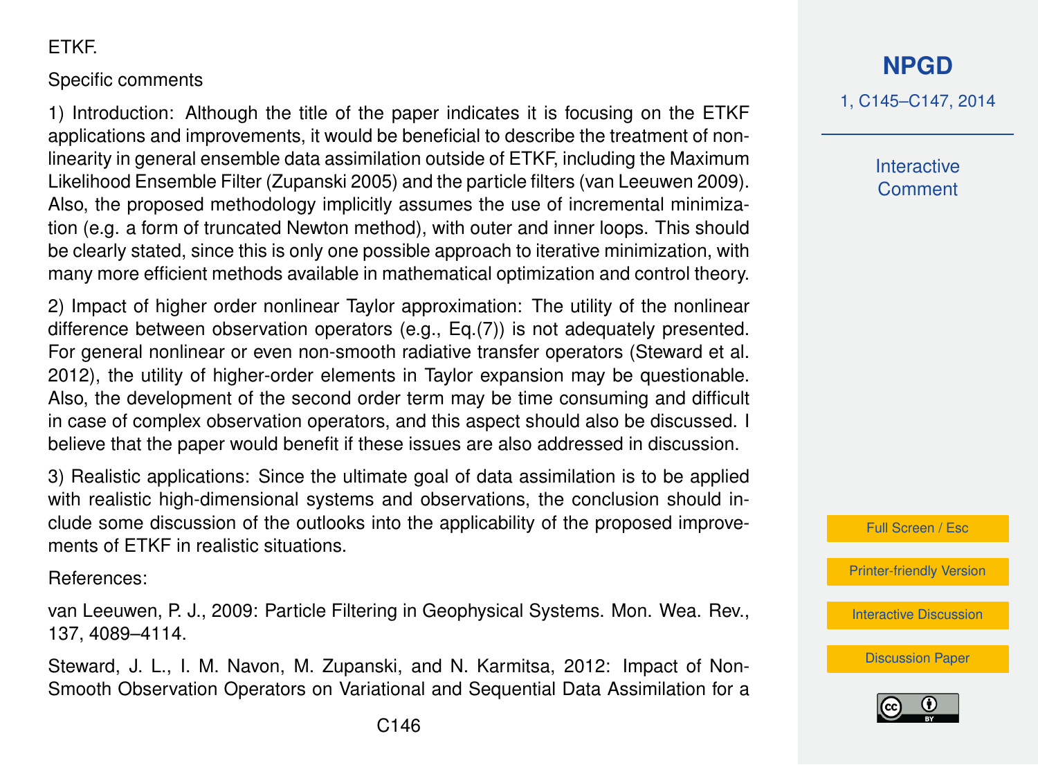ETKF.

Specific comments

1) Introduction: Although the title of the paper indicates it is focusing on the ETKF applications and improvements, it would be beneficial to describe the treatment of non-linearity in general ensemble data assimilation outside of ETKF, including the Maximum Likelihood Ensemble Filter (Zupanski 2005) and the particle filters (van Leeuwen 2009). Also, the proposed methodology implicitly assumes the use of incremental minimization (e.g. a form of truncated Newton method), with outer and inner loops. This should be clearly stated, since this is only one possible approach to iterative minimization, with many more efficient methods available in mathematical optimization and control theory.

2) Impact of higher order nonlinear Taylor approximation: The utility of the nonlinear difference between observation operators (e.g., Eq.(7)) is not adequately presented. For general nonlinear or even non-smooth radiative transfer operators (Steward et al. 2012), the utility of higher-order elements in Taylor expansion may be questionable. Also, the development of the second order term may be time consuming and difficult in case of complex observation operators, and this aspect should also be discussed. I believe that the paper would benefit if these issues are also addressed in discussion.

3) Realistic applications: Since the ultimate goal of data assimilation is to be applied with realistic high-dimensional systems and observations, the conclusion should include some discussion of the outlooks into the applicability of the proposed improvements of ETKF in realistic situations.

References:

van Leeuwen, P. J., 2009: Particle Filtering in Geophysical Systems. Mon. Wea. Rev., 137, 4089–4114.

Steward, J. L., I. M. Navon, M. Zupanski, and N. Karmitsa, 2012: Impact of Non-Smooth Observation Operators on Variational and Sequential Data Assimilation for a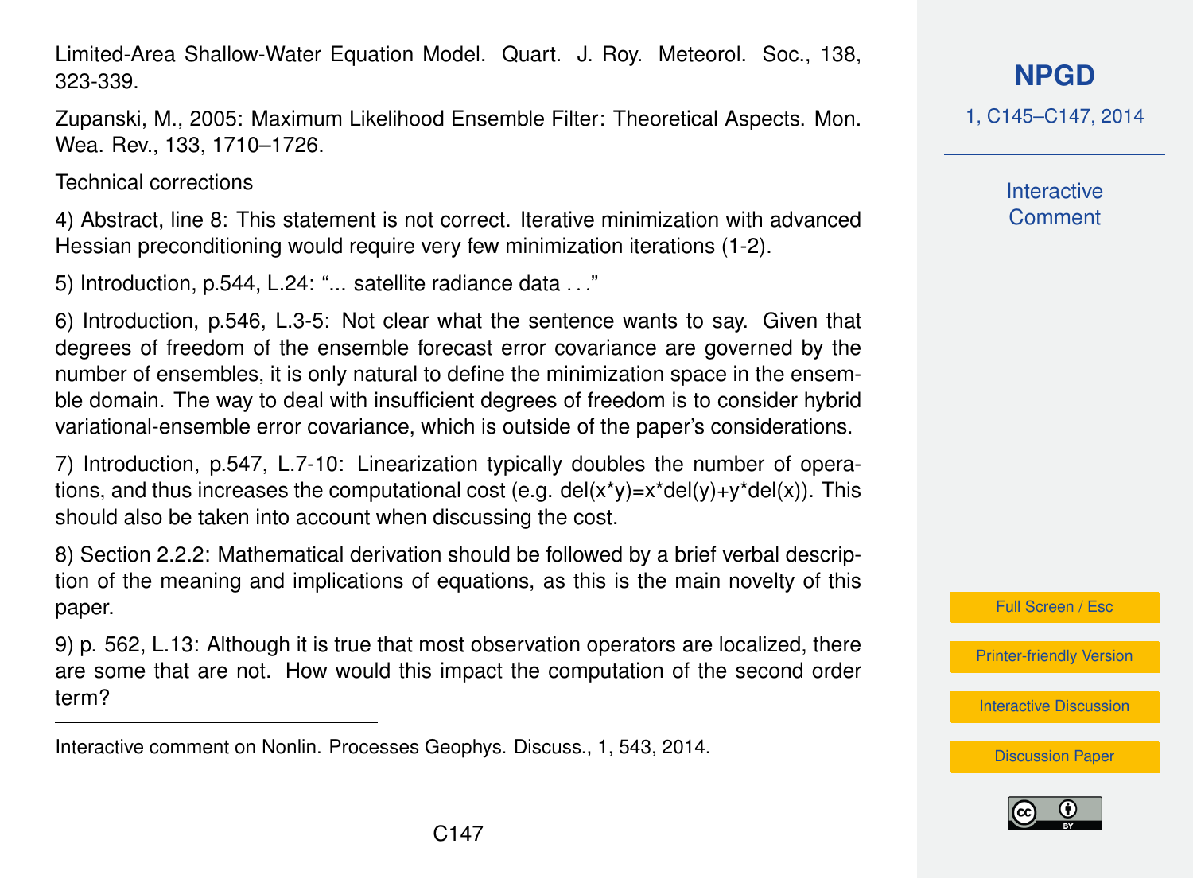Limited-Area Shallow-Water Equation Model. Quart. J. Roy. Meteorol. Soc., 138, 323-339.

Zupanski, M., 2005: Maximum Likelihood Ensemble Filter: Theoretical Aspects. Mon. Wea. Rev., 133, 1710–1726.

Technical corrections

4) Abstract, line 8: This statement is not correct. Iterative minimization with advanced Hessian preconditioning would require very few minimization iterations (1-2).

5) Introduction, p.544, L.24: "... satellite radiance data . . ."

6) Introduction, p.546, L.3-5: Not clear what the sentence wants to say. Given that degrees of freedom of the ensemble forecast error covariance are governed by the number of ensembles, it is only natural to define the minimization space in the ensemble domain. The way to deal with insufficient degrees of freedom is to consider hybrid variational-ensemble error covariance, which is outside of the paper's considerations.

7) Introduction, p.547, L.7-10: Linearization typically doubles the number of operations, and thus increases the computational cost (e.g. del(x*y)=x*del(y)+y*del(x)). This should also be taken into account when discussing the cost.

8) Section 2.2.2: Mathematical derivation should be followed by a brief verbal description of the meaning and implications of equations, as this is the main novelty of this paper.

9) p. 562, L.13: Although it is true that most observation operators are localized, there are some that are not. How would this impact the computation of the second order term?

---

Interactive comment on Nonlin. Processes Geophys. Discuss., 1, 543, 2014.